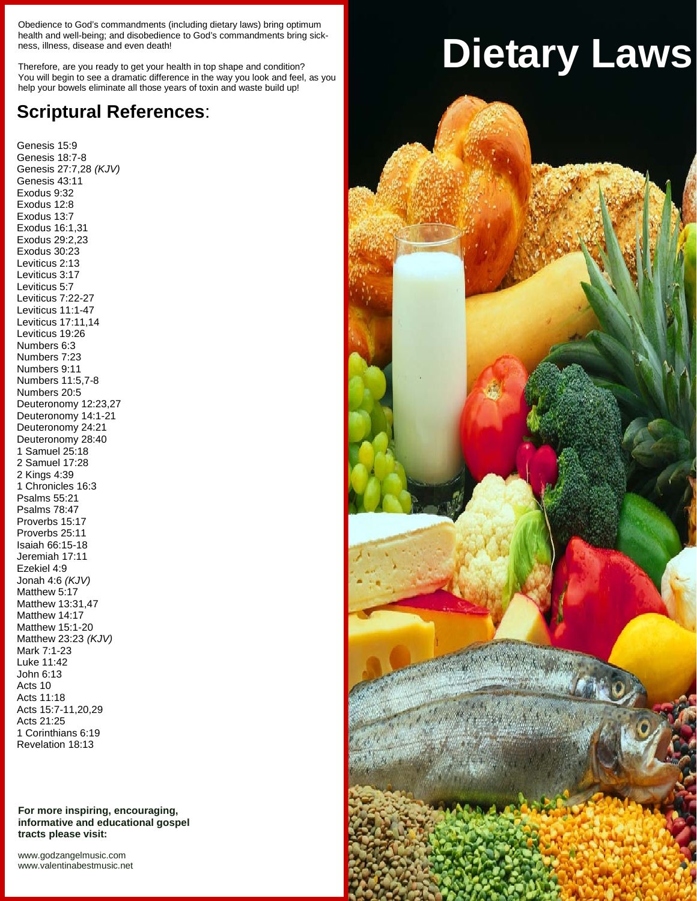# Dietary Laws

Obedience to God's commandments (including dietary laws) bring optimum health and well-being; and disobedience to God's commandments bring sickness, illness, disease and even death!

Therefore, are you ready to get your health in top shape and condition? You will begin to see a dramatic difference in the way you look and feel, as you help your bowels eliminate all those years of toxin and waste build up!

## Scriptural References:

Genesis 15:9
Genesis 18:7-8
Genesis 27:7,28 *(KJV)*
Genesis 43:11
Exodus 9:32
Exodus 12:8
Exodus 13:7
Exodus 16:1,31
Exodus 29:2,23
Exodus 30:23
Leviticus 2:13
Leviticus 3:17
Leviticus 5:7
Leviticus 7:22-27
Leviticus 11:1-47
Leviticus 17:11,14
Leviticus 19:26
Numbers 6:3
Numbers 7:23
Numbers 9:11
Numbers 11:5,7-8
Numbers 20:5
Deuteronomy 12:23,27
Deuteronomy 14:1-21
Deuteronomy 24:21
Deuteronomy 28:40
1 Samuel 25:18
2 Samuel 17:28
2 Kings 4:39
1 Chronicles 16:3
Psalms 55:21
Psalms 78:47
Proverbs 15:17
Proverbs 25:11
Isaiah 66:15-18
Jeremiah 17:11
Ezekiel 4:9
Jonah 4:6 *(KJV)*
Matthew 5:17
Matthew 13:31,47
Matthew 14:17
Matthew 15:1-20
Matthew 23:23 *(KJV)*
Mark 7:1-23
Luke 11:42
John 6:13
Acts 10
Acts 11:18
Acts 15:7-11,20,29
Acts 21:25
1 Corinthians 6:19
Revelation 18:13

**For more inspiring, encouraging, informative and educational gospel tracts please visit:**

www.godzangelmusic.com
www.valentinabestmusic.net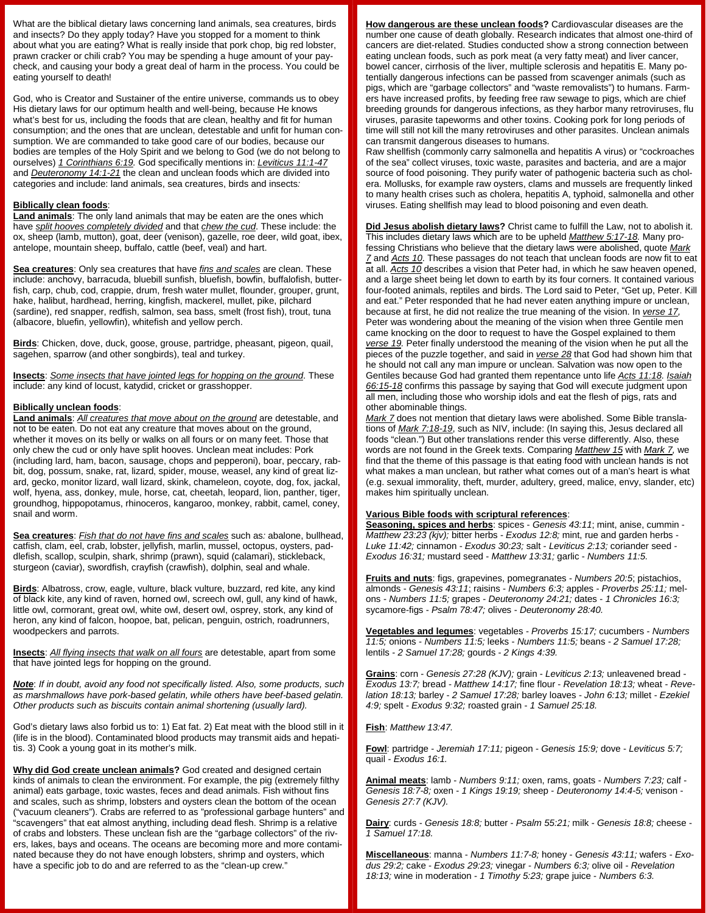What are the biblical dietary laws concerning land animals, sea creatures, birds and insects? Do they apply today? Have you stopped for a moment to think about what you are eating? What is really inside that pork chop, big red lobster, prawn cracker or chili crab? You may be spending a huge amount of your pay-check, and causing your body a great deal of harm in the process. You could be eating yourself to death!

God, who is Creator and Sustainer of the entire universe, commands us to obey His dietary laws for our optimum health and well-being, because He knows what's best for us, including the foods that are clean, healthy and fit for human consumption; and the ones that are unclean, detestable and unfit for human consumption. We are commanded to take good care of our bodies, because our bodies are temples of the Holy Spirit and we belong to God (we do not belong to ourselves) *1 Corinthians 6:19.* God specifically mentions in: *Leviticus 11:1-47* and *Deuteronomy 14:1-21* the clean and unclean foods which are divided into categories and include: land animals, sea creatures, birds and insects*:*

**Biblically clean foods**:

**Land animals**: The only land animals that may be eaten are the ones which have *split hooves completely divided* and that *chew the cud*. These include: the ox, sheep (lamb, mutton), goat, deer (venison), gazelle, roe deer, wild goat, ibex, antelope, mountain sheep, buffalo, cattle (beef, veal) and hart.

**Sea creatures**: Only sea creatures that have *fins and scales* are clean. These include: anchovy, barracuda, bluebill sunfish, bluefish, bowfin, buffalofish, butterfish, carp, chub, cod, crappie, drum, fresh water mullet, flounder, grouper, grunt, hake, halibut, hardhead, herring, kingfish, mackerel, mullet, pike, pilchard (sardine), red snapper, redfish, salmon, sea bass, smelt (frost fish), trout, tuna (albacore, bluefin, yellowfin), whitefish and yellow perch.

**Birds**: Chicken, dove, duck, goose, grouse, partridge, pheasant, pigeon, quail, sagehen, sparrow (and other songbirds), teal and turkey.

**Insects**: *Some insects that have jointed legs for hopping on the ground*. These include: any kind of locust, katydid, cricket or grasshopper.

**Biblically unclean foods**:

**Land animals**: *All creatures that move about on the ground* are detestable, and not to be eaten. Do not eat any creature that moves about on the ground, whether it moves on its belly or walks on all fours or on many feet. Those that only chew the cud or only have split hooves. Unclean meat includes: Pork (including lard, ham, bacon, sausage, chops and pepperoni), boar, peccary, rabbit, dog, possum, snake, rat, lizard, spider, mouse, weasel, any kind of great lizard, gecko, monitor lizard, wall lizard, skink, chameleon, coyote, dog, fox, jackal, wolf, hyena, ass, donkey, mule, horse, cat, cheetah, leopard, lion, panther, tiger, groundhog, hippopotamus, rhinoceros, kangaroo, monkey, rabbit, camel, coney, snail and worm.

**Sea creatures**: *Fish that do not have fins and scales* such as*:* abalone, bullhead, catfish, clam, eel, crab, lobster, jellyfish, marlin, mussel, octopus, oysters, paddlefish, scallop, sculpin, shark, shrimp (prawn), squid (calamari), stickleback, sturgeon (caviar), swordfish, crayfish (crawfish), dolphin, seal and whale.

**Birds**: Albatross, crow, eagle, vulture, black vulture, buzzard, red kite, any kind of black kite, any kind of raven, horned owl, screech owl, gull, any kind of hawk, little owl, cormorant, great owl, white owl, desert owl, osprey, stork, any kind of heron, any kind of falcon, hoopoe, bat, pelican, penguin, ostrich, roadrunners, woodpeckers and parrots.

**Insects**: *All flying insects that walk on all fours* are detestable, apart from some that have jointed legs for hopping on the ground.

***Note***: *If in doubt, avoid any food not specifically listed. Also, some products, such as marshmallows have pork-based gelatin, while others have beef-based gelatin. Other products such as biscuits contain animal shortening (usually lard).*

God's dietary laws also forbid us to: 1) Eat fat. 2) Eat meat with the blood still in it (life is in the blood). Contaminated blood products may transmit aids and hepatitis. 3) Cook a young goat in its mother's milk.

**Why did God create unclean animals?** God created and designed certain kinds of animals to clean the environment. For example, the pig (extremely filthy animal) eats garbage, toxic wastes, feces and dead animals. Fish without fins and scales, such as shrimp, lobsters and oysters clean the bottom of the ocean ("vacuum cleaners"). Crabs are referred to as "professional garbage hunters" and "scavengers" that eat almost anything, including dead flesh. Shrimp is a relative of crabs and lobsters. These unclean fish are the "garbage collectors" of the rivers, lakes, bays and oceans. The oceans are becoming more and more contaminated because they do not have enough lobsters, shrimp and oysters, which have a specific job to do and are referred to as the "clean-up crew."

**How dangerous are these unclean foods?** Cardiovascular diseases are the number one cause of death globally. Research indicates that almost one-third of cancers are diet-related. Studies conducted show a strong connection between eating unclean foods, such as pork meat (a very fatty meat) and liver cancer, bowel cancer, cirrhosis of the liver, multiple sclerosis and hepatitis E. Many potentially dangerous infections can be passed from scavenger animals (such as pigs, which are "garbage collectors" and "waste removalists") to humans. Farmers have increased profits, by feeding free raw sewage to pigs, which are chief breeding grounds for dangerous infections, as they harbor many retroviruses, flu viruses, parasite tapeworms and other toxins. Cooking pork for long periods of time will still not kill the many retroviruses and other parasites. Unclean animals can transmit dangerous diseases to humans.

Raw shellfish (commonly carry salmonella and hepatitis A virus) or "cockroaches of the sea" collect viruses, toxic waste, parasites and bacteria, and are a major source of food poisoning. They purify water of pathogenic bacteria such as cholera. Mollusks, for example raw oysters, clams and mussels are frequently linked to many health crises such as cholera, hepatitis A, typhoid, salmonella and other viruses. Eating shellfish may lead to blood poisoning and even death.

**Did Jesus abolish dietary laws?** Christ came to fulfill the Law, not to abolish it. This includes dietary laws which are to be upheld *Matthew 5:17-18.* Many professing Christians who believe that the dietary laws were abolished, quote *Mark 7* and *Acts 10*. These passages do not teach that unclean foods are now fit to eat at all. *Acts 10* describes a vision that Peter had, in which he saw heaven opened, and a large sheet being let down to earth by its four corners. It contained various four-footed animals, reptiles and birds. The Lord said to Peter, "Get up, Peter. Kill and eat." Peter responded that he had never eaten anything impure or unclean, because at first, he did not realize the true meaning of the vision. In *verse 17,* Peter was wondering about the meaning of the vision when three Gentile men came knocking on the door to request to have the Gospel explained to them *verse 19.* Peter finally understood the meaning of the vision when he put all the pieces of the puzzle together, and said in *verse 28* that God had shown him that he should not call any man impure or unclean. Salvation was now open to the Gentiles because God had granted them repentance unto life *Acts 11:18. Isaiah 66:15-18* confirms this passage by saying that God will execute judgment upon all men, including those who worship idols and eat the flesh of pigs, rats and other abominable things.

*Mark 7* does not mention that dietary laws were abolished. Some Bible translations of *Mark 7:18-19*, such as NIV, include: (In saying this, Jesus declared all foods "clean.") But other translations render this verse differently. Also, these words are not found in the Greek texts. Comparing *Matthew 15* with *Mark 7,* we find that the theme of this passage is that eating food with unclean hands is not what makes a man unclean, but rather what comes out of a man's heart is what (e.g. sexual immorality, theft, murder, adultery, greed, malice, envy, slander, etc) makes him spiritually unclean.

**Various Bible foods with scriptural references**:

**Seasoning, spices and herbs**: spices - *Genesis 43:11*; mint, anise, cummin - *Matthew 23:23 (kjv);* bitter herbs - *Exodus 12:8;* mint, rue and garden herbs - *Luke 11:42;* cinnamon - *Exodus 30:23;* salt - *Leviticus 2:13;* coriander seed - *Exodus 16:31;* mustard seed - *Matthew 13:31;* garlic - *Numbers 11:5.*

**Fruits and nuts**: figs, grapevines, pomegranates - *Numbers 20:5*; pistachios, almonds - *Genesis 43:11*; raisins - *Numbers 6:3;* apples - *Proverbs 25:11;* melons - *Numbers 11:5;* grapes - *Deuteronomy 24:21;* dates - *1 Chronicles 16:3;* sycamore-figs - *Psalm 78:47;* olives - *Deuteronomy 28:40.*

**Vegetables and legumes**: vegetables - *Proverbs 15:17;* cucumbers - *Numbers 11:5;* onions - *Numbers 11:5;* leeks - *Numbers 11:5;* beans - *2 Samuel 17:28;* lentils - *2 Samuel 17:28;* gourds - *2 Kings 4:39.*

**Grains**: corn - *Genesis 27:28 (KJV);* grain - *Leviticus 2:13;* unleavened bread - *Exodus 13:7;* bread - *Matthew 14:17;* fine flour - *Revelation 18:13;* wheat - *Revelation 18:13;* barley - *2 Samuel 17:28;* barley loaves - *John 6:13;* millet - *Ezekiel 4:9;* spelt - *Exodus 9:32;* roasted grain - *1 Samuel 25:18.*

**Fish**: *Matthew 13:47.*

**Fowl**: partridge - *Jeremiah 17:11;* pigeon - *Genesis 15:9;* dove - *Leviticus 5:7;* quail - *Exodus 16:1.*

**Animal meats**: lamb - *Numbers 9:11;* oxen, rams, goats - *Numbers 7:23;* calf - *Genesis 18:7-8;* oxen - *1 Kings 19:19;* sheep - *Deuteronomy 14:4-5;* venison - *Genesis 27:7 (KJV).*

**Dairy**: curds - *Genesis 18:8;* butter - *Psalm 55:21;* milk - *Genesis 18:8;* cheese - *1 Samuel 17:18.*

**Miscellaneous**: manna - *Numbers 11:7-8;* honey - *Genesis 43:11;* wafers - *Exodus 29:2;* cake - *Exodus 29:23;* vinegar - *Numbers 6:3;* olive oil - *Revelation 18:13;* wine in moderation - *1 Timothy 5:23;* grape juice - *Numbers 6:3.*